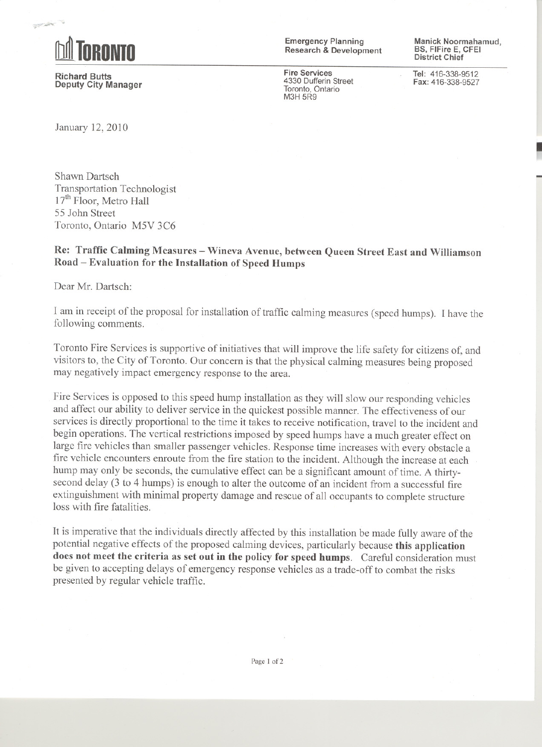**TORONTO**

**Richard Butts**
**Deputy City Manager**

Emergency Planning
Research & Development

**Fire Services**
4330 Dufferin Street
Toronto, Ontario
M3H 5R9

**Manick Noormahamud,**
**BS, FIFire E, CFEI**
**District Chief**

**Tel:** 416-338-9512
**Fax:** 416-338-9527

January 12, 2010

Shawn Dartsch
Transportation Technologist
17th Floor, Metro Hall
55 John Street
Toronto, Ontario M5V 3C6

**Re: Traffic Calming Measures – Wineva Avenue, between Queen Street East and Williamson Road – Evaluation for the Installation of Speed Humps**

Dear Mr. Dartsch:

I am in receipt of the proposal for installation of traffic calming measures (speed humps). I have the following comments.

Toronto Fire Services is supportive of initiatives that will improve the life safety for citizens of, and visitors to, the City of Toronto. Our concern is that the physical calming measures being proposed may negatively impact emergency response to the area.

Fire Services is opposed to this speed hump installation as they will slow our responding vehicles and affect our ability to deliver service in the quickest possible manner. The effectiveness of our services is directly proportional to the time it takes to receive notification, travel to the incident and begin operations. The vertical restrictions imposed by speed humps have a much greater effect on large fire vehicles than smaller passenger vehicles. Response time increases with every obstacle a fire vehicle encounters enroute from the fire station to the incident. Although the increase at each hump may only be seconds, the cumulative effect can be a significant amount of time. A thirty-second delay (3 to 4 humps) is enough to alter the outcome of an incident from a successful fire extinguishment with minimal property damage and rescue of all occupants to complete structure loss with fire fatalities.

It is imperative that the individuals directly affected by this installation be made fully aware of the potential negative effects of the proposed calming devices, particularly because **this application does not meet the criteria as set out in the policy for speed humps**. Careful consideration must be given to accepting delays of emergency response vehicles as a trade-off to combat the risks presented by regular vehicle traffic.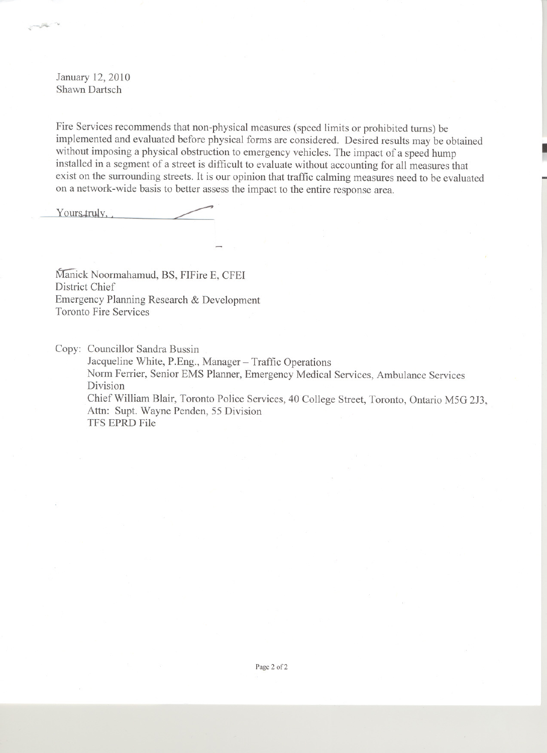January 12, 2010
Shawn Dartsch

Fire Services recommends that non-physical measures (speed limits or prohibited turns) be implemented and evaluated before physical forms are considered. Desired results may be obtained without imposing a physical obstruction to emergency vehicles. The impact of a speed hump installed in a segment of a street is difficult to evaluate without accounting for all measures that exist on the surrounding streets. It is our opinion that traffic calming measures need to be evaluated on a network-wide basis to better assess the impact to the entire response area.

Yours truly,

Manick Noormahamud, BS, FIFire E, CFEI
District Chief
Emergency Planning Research & Development
Toronto Fire Services

Copy: Councillor Sandra Bussin
Jacqueline White, P.Eng., Manager – Traffic Operations
Norm Ferrier, Senior EMS Planner, Emergency Medical Services, Ambulance Services Division
Chief William Blair, Toronto Police Services, 40 College Street, Toronto, Ontario M5G 2J3, Attn: Supt. Wayne Penden, 55 Division
TFS EPRD File